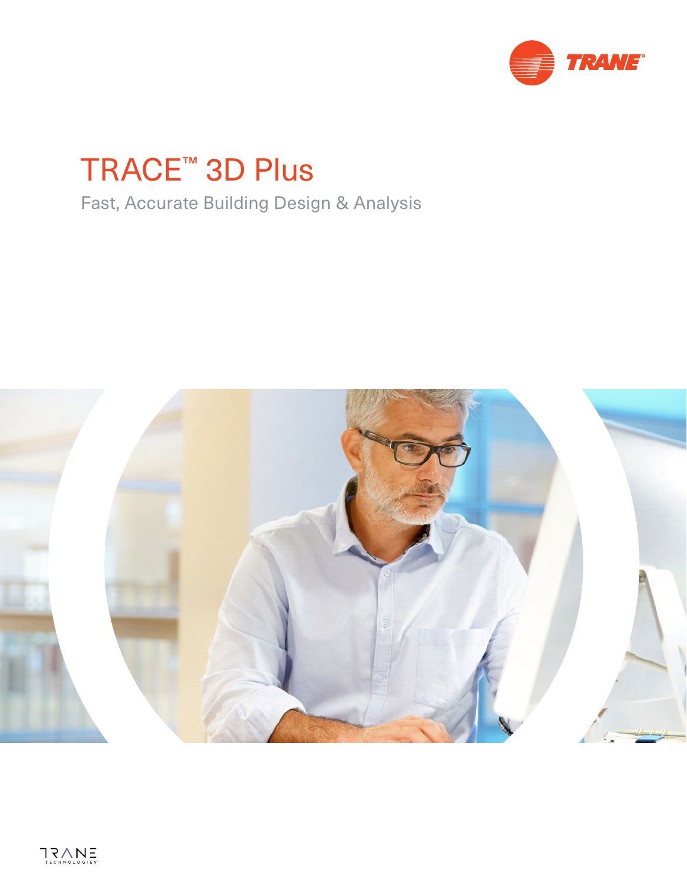TRANE

# TRACE™ 3D Plus

Fast, Accurate Building Design & Analysis

TRANE TECHNOLOGIES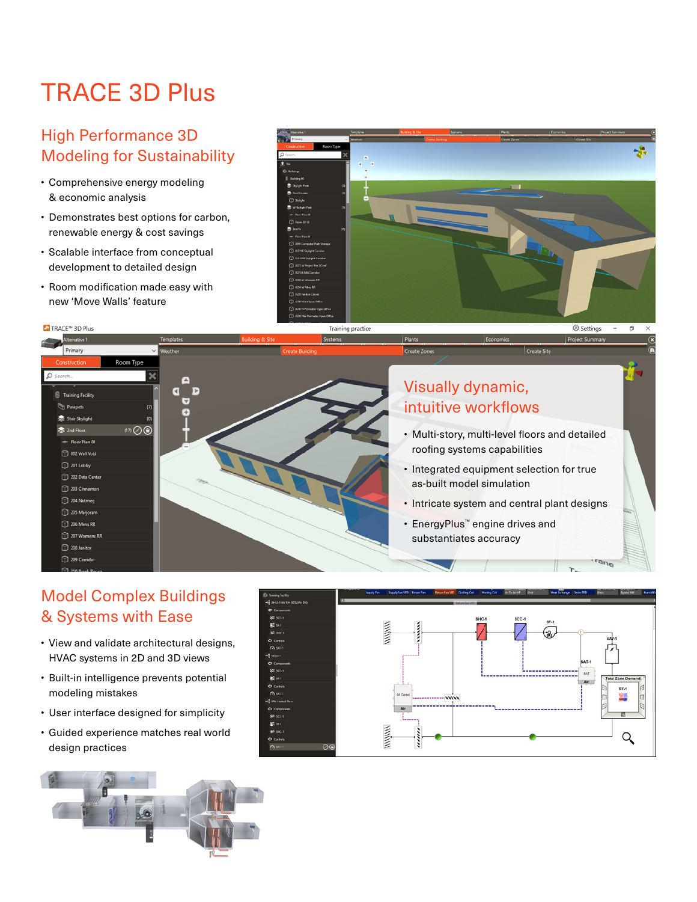# TRACE 3D Plus

## High Performance 3D Modeling for Sustainability

- Comprehensive energy modeling & economic analysis
- Demonstrates best options for carbon, renewable energy & cost savings
- Scalable interface from conceptual development to detailed design
- Room modification made easy with new ‘Move Walls’ feature

## Visually dynamic, intuitive workflows

- Multi-story, multi-level floors and detailed roofing systems capabilities
- Integrated equipment selection for true as-built model simulation
- Intricate system and central plant designs
- EnergyPlus™ engine drives and substantiates accuracy

## Model Complex Buildings & Systems with Ease

- View and validate architectural designs, HVAC systems in 2D and 3D views
- Built-in intelligence prevents potential modeling mistakes
- User interface designed for simplicity
- Guided experience matches real world design practices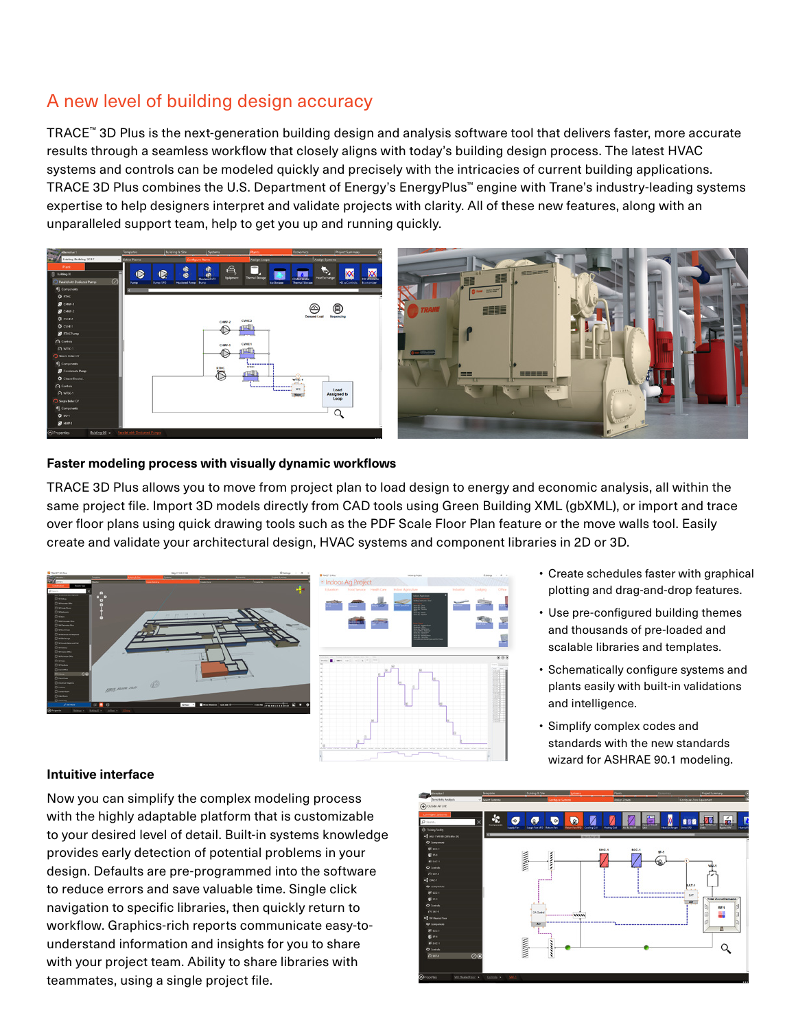## A new level of building design accuracy

TRACE™ 3D Plus is the next-generation building design and analysis software tool that delivers faster, more accurate results through a seamless workflow that closely aligns with today's building design process. The latest HVAC systems and controls can be modeled quickly and precisely with the intricacies of current building applications. TRACE 3D Plus combines the U.S. Department of Energy's EnergyPlus™ engine with Trane's industry-leading systems expertise to help designers interpret and validate projects with clarity. All of these new features, along with an unparalleled support team, help to get you up and running quickly.

### Faster modeling process with visually dynamic workflows

TRACE 3D Plus allows you to move from project plan to load design to energy and economic analysis, all within the same project file. Import 3D models directly from CAD tools using Green Building XML (gbXML), or import and trace over floor plans using quick drawing tools such as the PDF Scale Floor Plan feature or the move walls tool. Easily create and validate your architectural design, HVAC systems and component libraries in 2D or 3D.

- Create schedules faster with graphical plotting and drag-and-drop features.
- Use pre-configured building themes and thousands of pre-loaded and scalable libraries and templates.
- Schematically configure systems and plants easily with built-in validations and intelligence.
- Simplify complex codes and standards with the new standards wizard for ASHRAE 90.1 modeling.

### Intuitive interface

Now you can simplify the complex modeling process with the highly adaptable platform that is customizable to your desired level of detail. Built-in systems knowledge provides early detection of potential problems in your design. Defaults are pre-programmed into the software to reduce errors and save valuable time. Single click navigation to specific libraries, then quickly return to workflow. Graphics-rich reports communicate easy-to-understand information and insights for you to share with your project team. Ability to share libraries with teammates, using a single project file.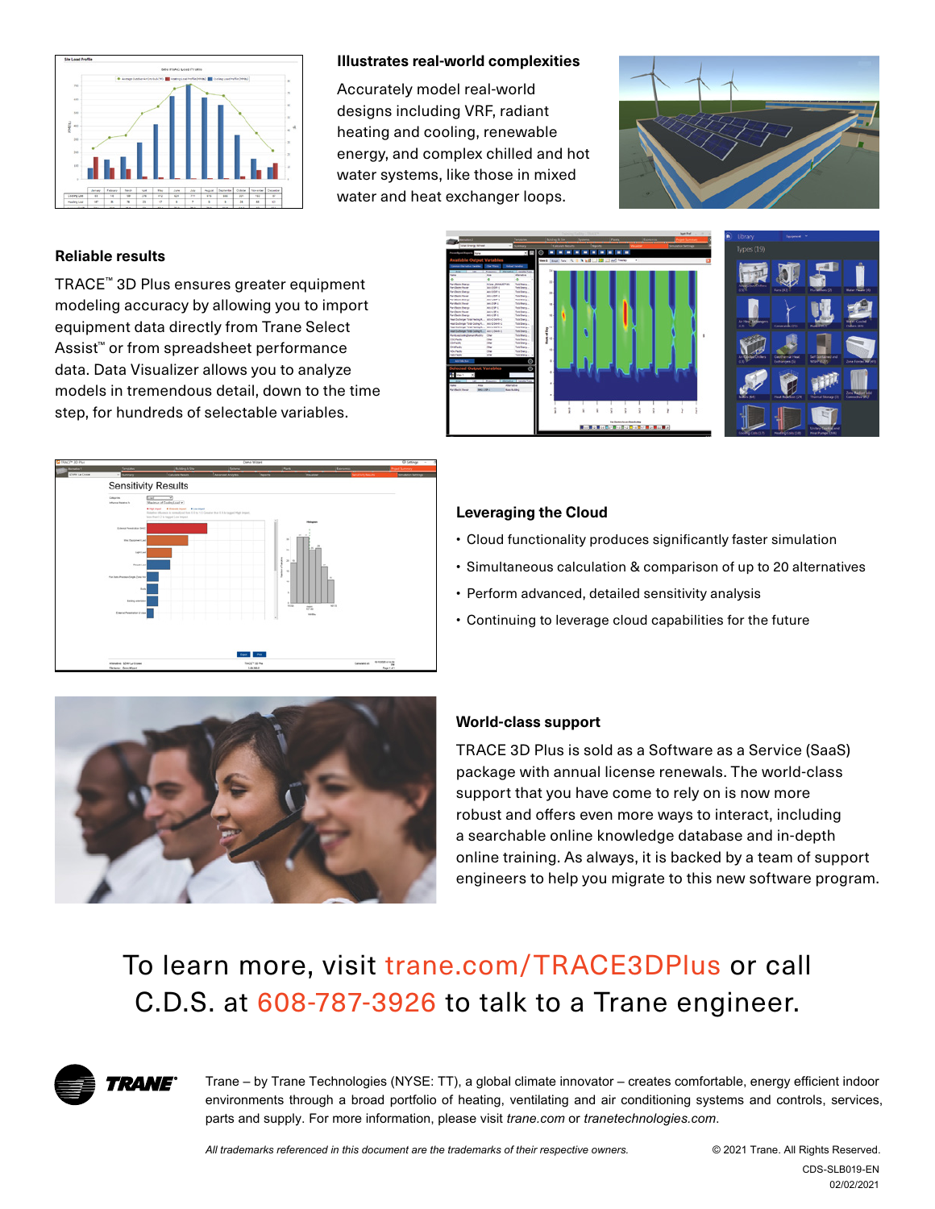### Illustrates real-world complexities

Accurately model real-world designs including VRF, radiant heating and cooling, renewable energy, and complex chilled and hot water systems, like those in mixed water and heat exchanger loops.

### Reliable results

TRACE™ 3D Plus ensures greater equipment modeling accuracy by allowing you to import equipment data directly from Trane Select Assist™ or from spreadsheet performance data. Data Visualizer allows you to analyze models in tremendous detail, down to the time step, for hundreds of selectable variables.

### Leveraging the Cloud

- Cloud functionality produces significantly faster simulation
- Simultaneous calculation & comparison of up to 20 alternatives
- Perform advanced, detailed sensitivity analysis
- Continuing to leverage cloud capabilities for the future

### World-class support

TRACE 3D Plus is sold as a Software as a Service (SaaS) package with annual license renewals. The world-class support that you have come to rely on is now more robust and offers even more ways to interact, including a searchable online knowledge database and in-depth online training. As always, it is backed by a team of support engineers to help you migrate to this new software program.

To learn more, visit trane.com/TRACE3DPlus or call C.D.S. at 608-787-3926 to talk to a Trane engineer.

Trane – by Trane Technologies (NYSE: TT), a global climate innovator – creates comfortable, energy efficient indoor environments through a broad portfolio of heating, ventilating and air conditioning systems and controls, services, parts and supply. For more information, please visit *trane.com* or *tranetechnologies.com*.

*All trademarks referenced in this document are the trademarks of their respective owners.*

© 2021 Trane. All Rights Reserved.

CDS-SLB019-EN

02/02/2021